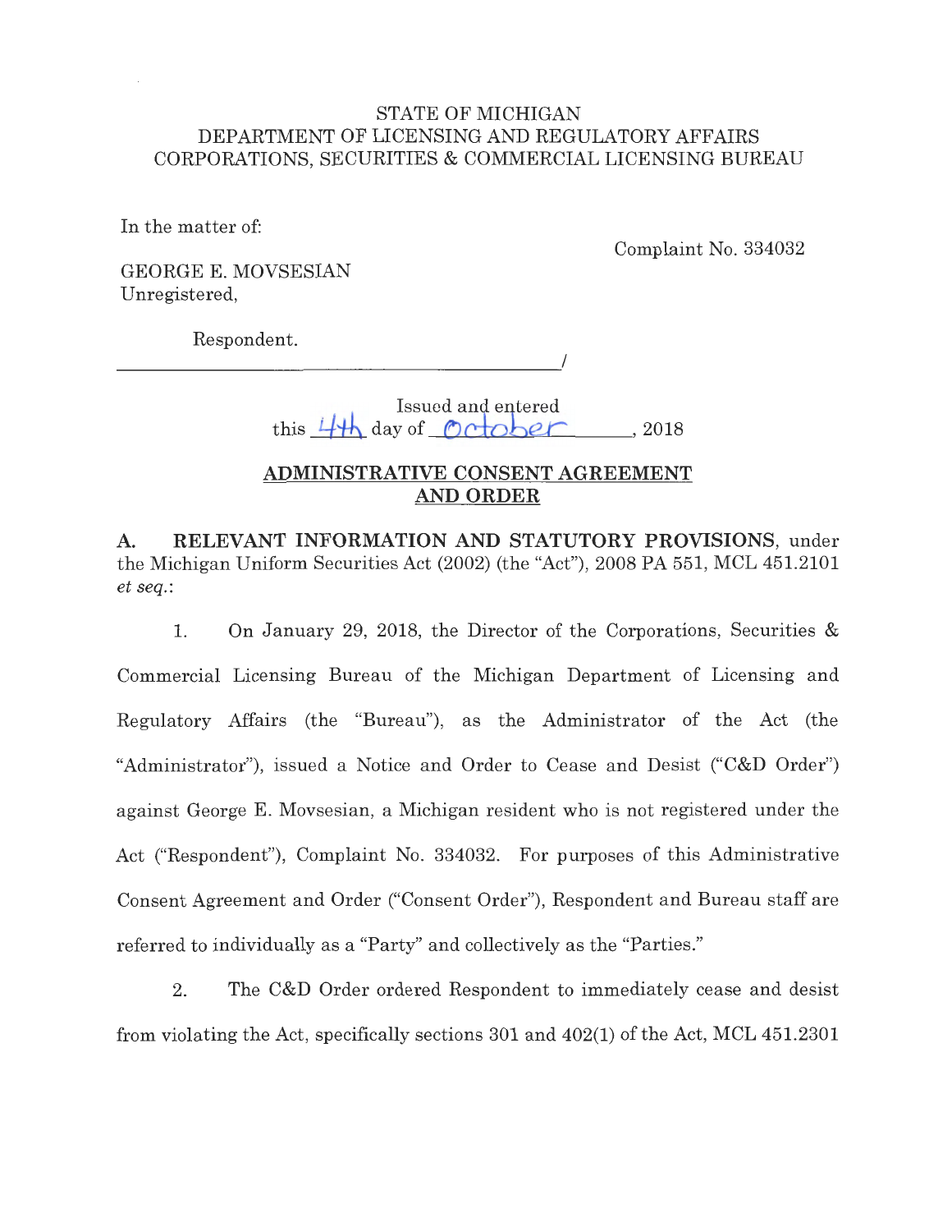STATE OF MICHIGAN
DEPARTMENT OF LICENSING AND REGULATORY AFFAIRS
CORPORATIONS, SECURITIES & COMMERCIAL LICENSING BUREAU

In the matter of:

Complaint No. 334032

GEORGE E. MOVSESIAN
Unregistered,

Respondent.

______________________________________/

Issued and entered
this 4th day of October, 2018

## ADMINISTRATIVE CONSENT AGREEMENT AND ORDER

**A. RELEVANT INFORMATION AND STATUTORY PROVISIONS**, under the Michigan Uniform Securities Act (2002) (the "Act"), 2008 PA 551, MCL 451.2101 *et seq.*:

1. On January 29, 2018, the Director of the Corporations, Securities & Commercial Licensing Bureau of the Michigan Department of Licensing and Regulatory Affairs (the "Bureau"), as the Administrator of the Act (the "Administrator"), issued a Notice and Order to Cease and Desist ("C&D Order") against George E. Movsesian, a Michigan resident who is not registered under the Act ("Respondent"), Complaint No. 334032. For purposes of this Administrative Consent Agreement and Order ("Consent Order"), Respondent and Bureau staff are referred to individually as a "Party" and collectively as the "Parties."

2. The C&D Order ordered Respondent to immediately cease and desist from violating the Act, specifically sections 301 and 402(1) of the Act, MCL 451.2301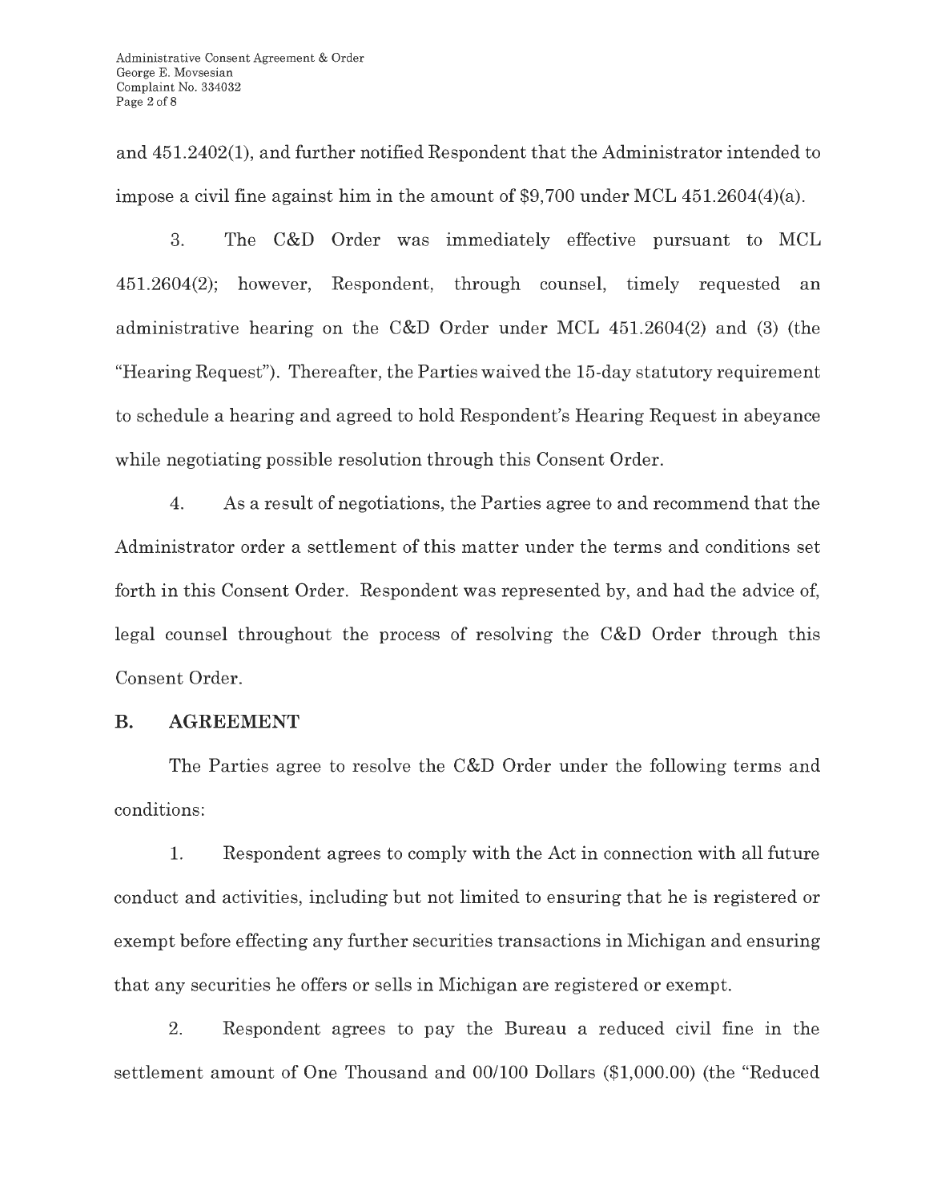and 451.2402(1), and further notified Respondent that the Administrator intended to impose a civil fine against him in the amount of $9,700 under MCL 451.2604(4)(a).

3. The C&D Order was immediately effective pursuant to MCL 451.2604(2); however, Respondent, through counsel, timely requested an administrative hearing on the C&D Order under MCL 451.2604(2) and (3) (the "Hearing Request"). Thereafter, the Parties waived the 15-day statutory requirement to schedule a hearing and agreed to hold Respondent's Hearing Request in abeyance while negotiating possible resolution through this Consent Order.

4. As a result of negotiations, the Parties agree to and recommend that the Administrator order a settlement of this matter under the terms and conditions set forth in this Consent Order. Respondent was represented by, and had the advice of, legal counsel throughout the process of resolving the C&D Order through this Consent Order.

## B. AGREEMENT

The Parties agree to resolve the C&D Order under the following terms and conditions:

1. Respondent agrees to comply with the Act in connection with all future conduct and activities, including but not limited to ensuring that he is registered or exempt before effecting any further securities transactions in Michigan and ensuring that any securities he offers or sells in Michigan are registered or exempt.

2. Respondent agrees to pay the Bureau a reduced civil fine in the settlement amount of One Thousand and 00/100 Dollars ($1,000.00) (the "Reduced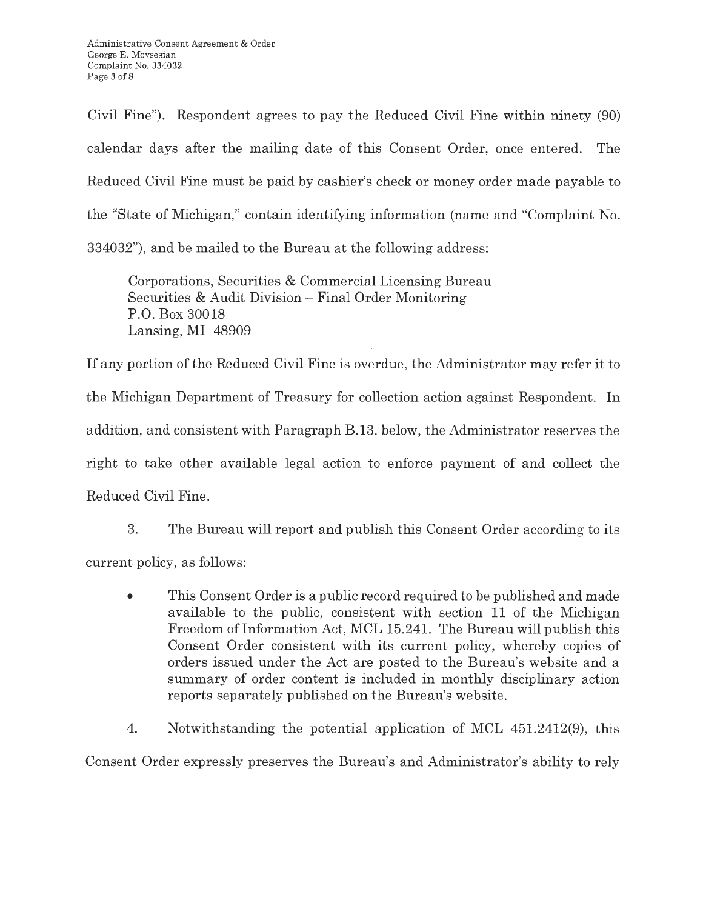Civil Fine"). Respondent agrees to pay the Reduced Civil Fine within ninety (90) calendar days after the mailing date of this Consent Order, once entered. The Reduced Civil Fine must be paid by cashier's check or money order made payable to the "State of Michigan," contain identifying information (name and "Complaint No. 334032"), and be mailed to the Bureau at the following address:

Corporations, Securities & Commercial Licensing Bureau
Securities & Audit Division – Final Order Monitoring
P.O. Box 30018
Lansing, MI 48909

If any portion of the Reduced Civil Fine is overdue, the Administrator may refer it to the Michigan Department of Treasury for collection action against Respondent. In addition, and consistent with Paragraph B.13. below, the Administrator reserves the right to take other available legal action to enforce payment of and collect the Reduced Civil Fine.

3. The Bureau will report and publish this Consent Order according to its current policy, as follows:

- This Consent Order is a public record required to be published and made available to the public, consistent with section 11 of the Michigan Freedom of Information Act, MCL 15.241. The Bureau will publish this Consent Order consistent with its current policy, whereby copies of orders issued under the Act are posted to the Bureau's website and a summary of order content is included in monthly disciplinary action reports separately published on the Bureau's website.

4. Notwithstanding the potential application of MCL 451.2412(9), this Consent Order expressly preserves the Bureau's and Administrator's ability to rely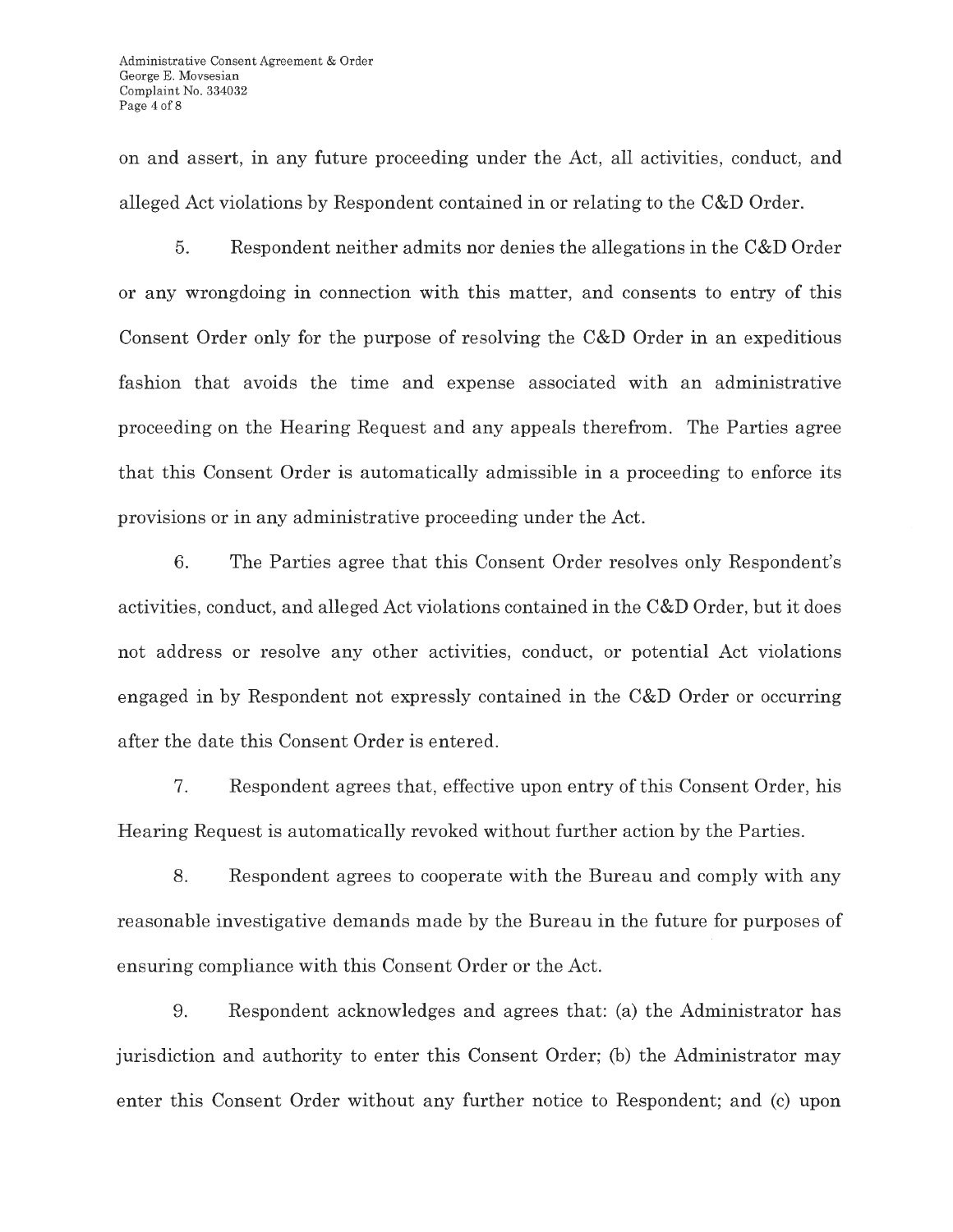on and assert, in any future proceeding under the Act, all activities, conduct, and alleged Act violations by Respondent contained in or relating to the C&D Order.

5. Respondent neither admits nor denies the allegations in the C&D Order or any wrongdoing in connection with this matter, and consents to entry of this Consent Order only for the purpose of resolving the C&D Order in an expeditious fashion that avoids the time and expense associated with an administrative proceeding on the Hearing Request and any appeals therefrom. The Parties agree that this Consent Order is automatically admissible in a proceeding to enforce its provisions or in any administrative proceeding under the Act.

6. The Parties agree that this Consent Order resolves only Respondent's activities, conduct, and alleged Act violations contained in the C&D Order, but it does not address or resolve any other activities, conduct, or potential Act violations engaged in by Respondent not expressly contained in the C&D Order or occurring after the date this Consent Order is entered.

7. Respondent agrees that, effective upon entry of this Consent Order, his Hearing Request is automatically revoked without further action by the Parties.

8. Respondent agrees to cooperate with the Bureau and comply with any reasonable investigative demands made by the Bureau in the future for purposes of ensuring compliance with this Consent Order or the Act.

9. Respondent acknowledges and agrees that: (a) the Administrator has jurisdiction and authority to enter this Consent Order; (b) the Administrator may enter this Consent Order without any further notice to Respondent; and (c) upon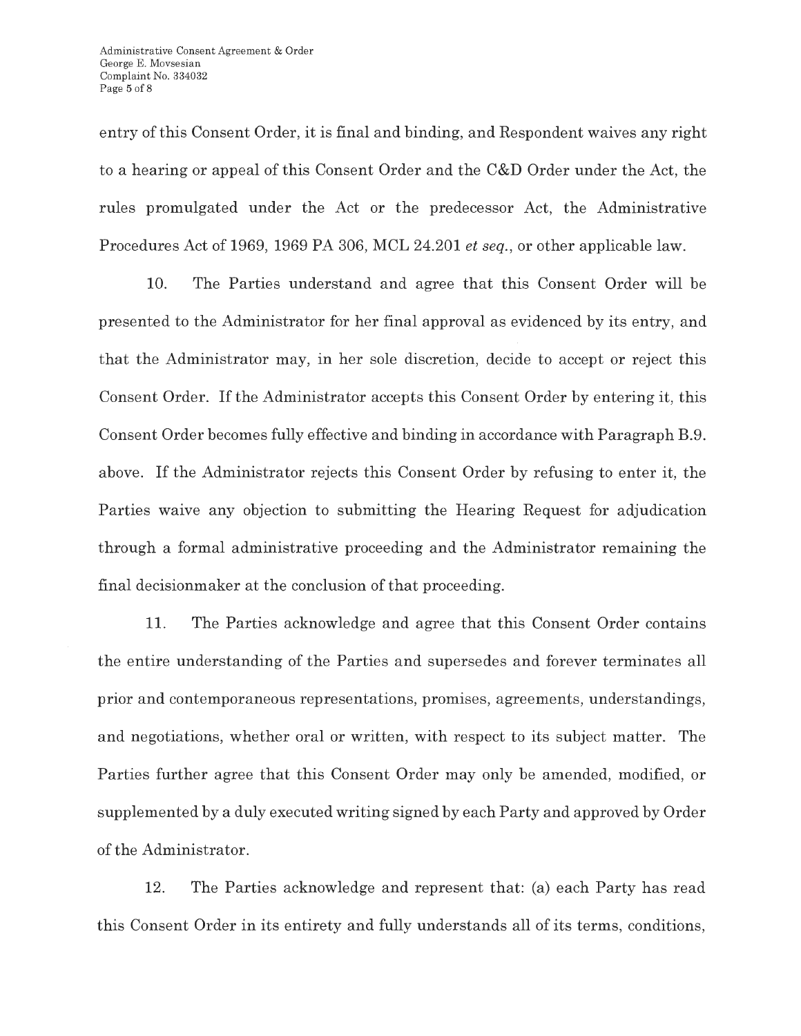entry of this Consent Order, it is final and binding, and Respondent waives any right to a hearing or appeal of this Consent Order and the C&D Order under the Act, the rules promulgated under the Act or the predecessor Act, the Administrative Procedures Act of 1969, 1969 PA 306, MCL 24.201 *et seq.*, or other applicable law.

10. The Parties understand and agree that this Consent Order will be presented to the Administrator for her final approval as evidenced by its entry, and that the Administrator may, in her sole discretion, decide to accept or reject this Consent Order. If the Administrator accepts this Consent Order by entering it, this Consent Order becomes fully effective and binding in accordance with Paragraph B.9. above. If the Administrator rejects this Consent Order by refusing to enter it, the Parties waive any objection to submitting the Hearing Request for adjudication through a formal administrative proceeding and the Administrator remaining the final decisionmaker at the conclusion of that proceeding.

11. The Parties acknowledge and agree that this Consent Order contains the entire understanding of the Parties and supersedes and forever terminates all prior and contemporaneous representations, promises, agreements, understandings, and negotiations, whether oral or written, with respect to its subject matter. The Parties further agree that this Consent Order may only be amended, modified, or supplemented by a duly executed writing signed by each Party and approved by Order of the Administrator.

12. The Parties acknowledge and represent that: (a) each Party has read this Consent Order in its entirety and fully understands all of its terms, conditions,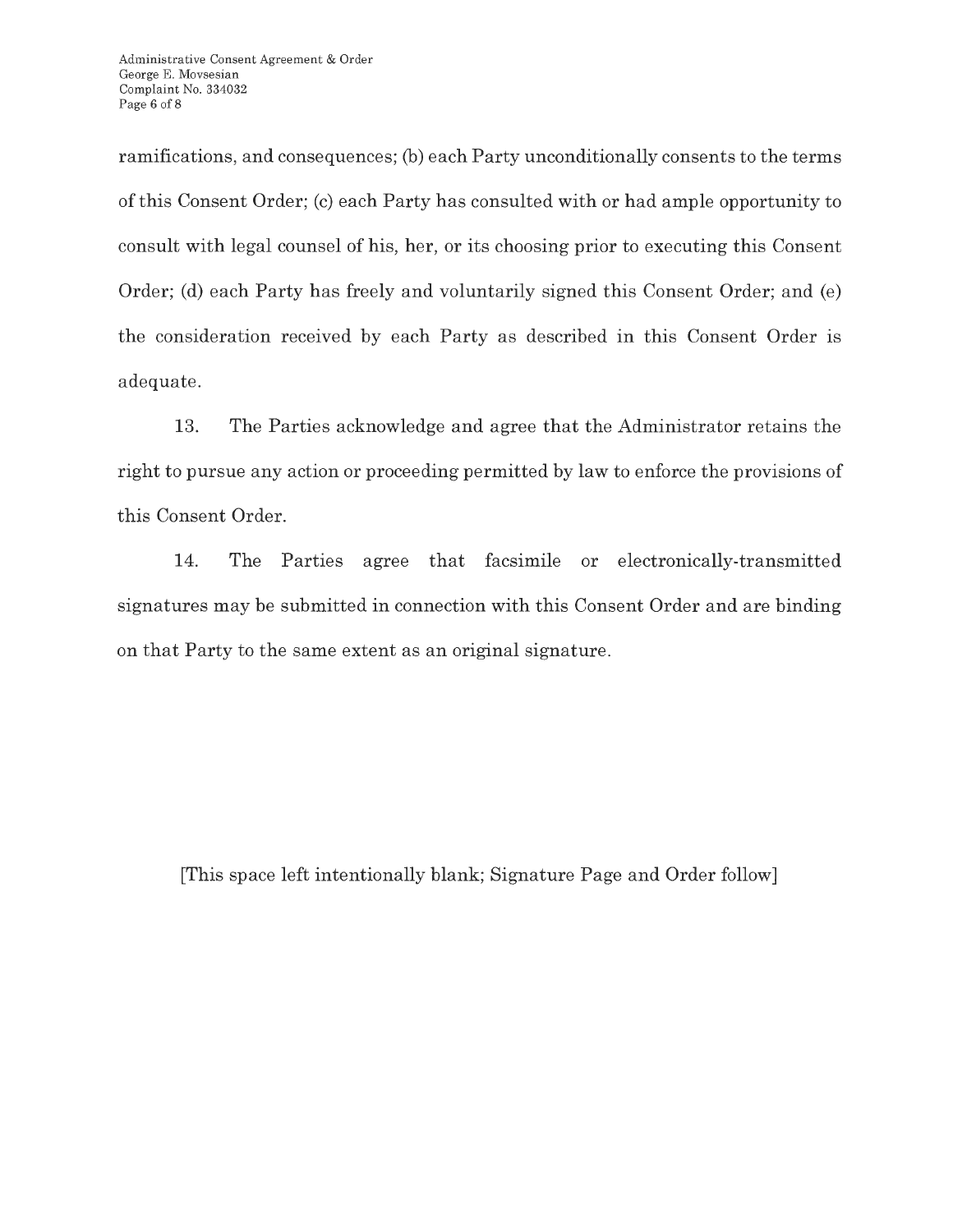ramifications, and consequences; (b) each Party unconditionally consents to the terms of this Consent Order; (c) each Party has consulted with or had ample opportunity to consult with legal counsel of his, her, or its choosing prior to executing this Consent Order; (d) each Party has freely and voluntarily signed this Consent Order; and (e) the consideration received by each Party as described in this Consent Order is adequate.

13. The Parties acknowledge and agree that the Administrator retains the right to pursue any action or proceeding permitted by law to enforce the provisions of this Consent Order.

14. The Parties agree that facsimile or electronically-transmitted signatures may be submitted in connection with this Consent Order and are binding on that Party to the same extent as an original signature.

[This space left intentionally blank; Signature Page and Order follow]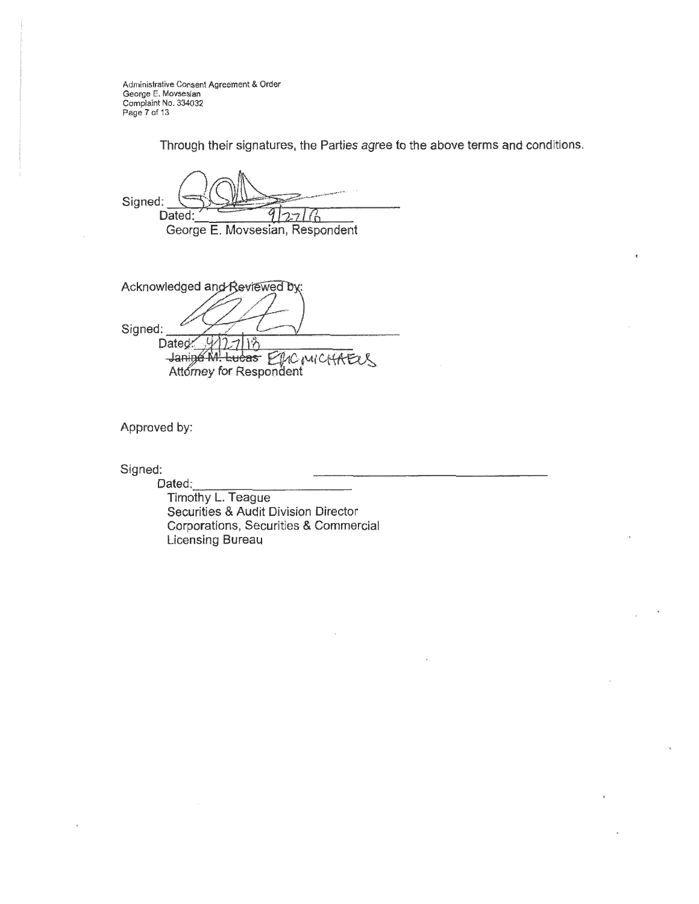Through their signatures, the Parties agree to the above terms and conditions.

Signed: \_\_\_\_\_\_\_\_\_\_\_\_\_\_\_\_\_\_\_\_\_\_\_\_\_\_\_\_\_\_

Dated: 9/27/18

George E. Movsesian, Respondent

Acknowledged and Reviewed by:

Signed: \_\_\_\_\_\_\_\_\_\_\_\_\_\_\_\_\_\_\_\_\_\_\_\_\_\_\_\_\_\_

Dated: 9/27/18

~~Janine M. Lucas~~ ERIC MICHAELS

Attorney for Respondent

Approved by:

Signed: \_\_\_\_\_\_\_\_\_\_\_\_\_\_\_\_\_\_\_\_\_\_\_\_\_\_\_\_\_\_

Dated: \_\_\_\_\_\_\_\_\_\_\_\_\_\_\_\_\_\_\_\_

Timothy L. Teague
Securities & Audit Division Director
Corporations, Securities & Commercial Licensing Bureau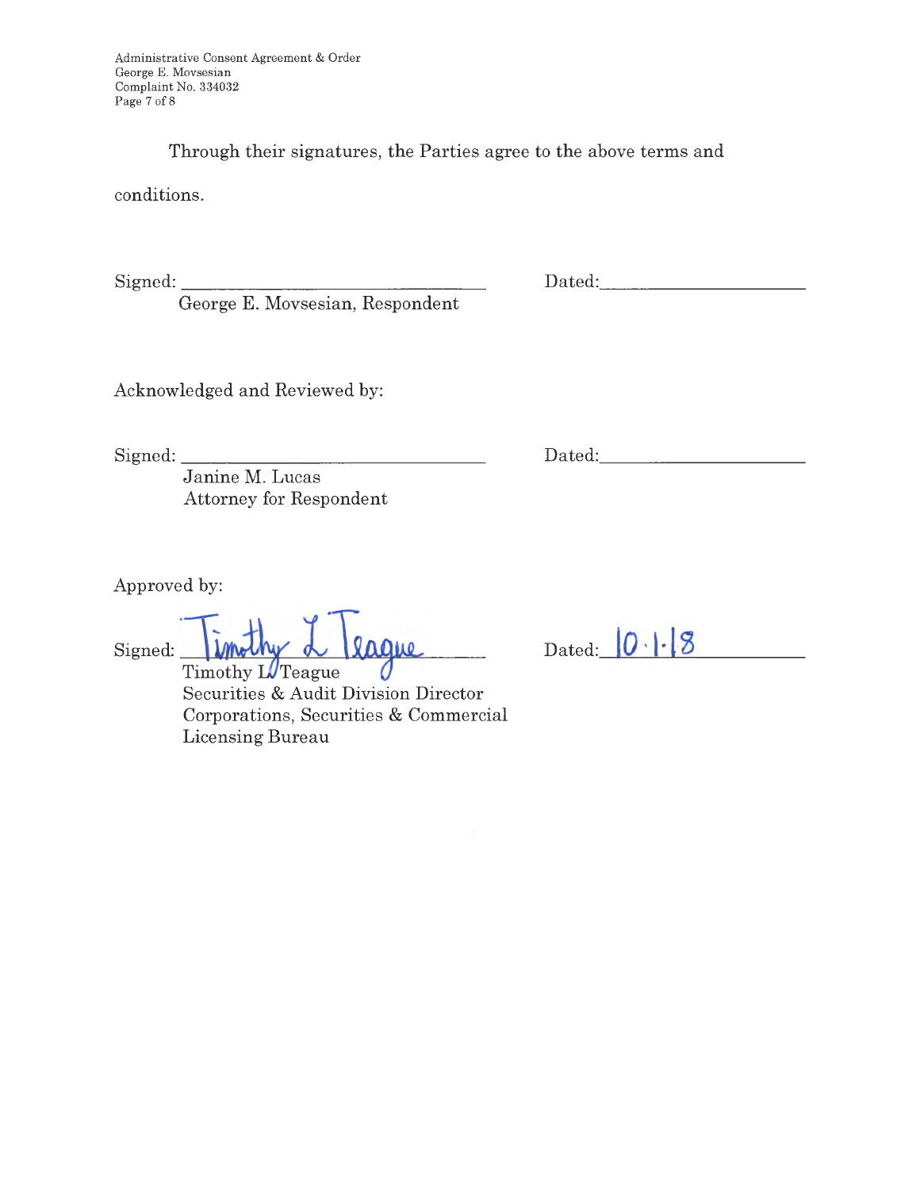Through their signatures, the Parties agree to the above terms and conditions.

Signed: ______________________________ Dated: ____________________
George E. Movsesian, Respondent

Acknowledged and Reviewed by:

Signed: ______________________________ Dated: ____________________
Janine M. Lucas
Attorney for Respondent

Approved by:

Signed: Timothy L Teague Dated: 10.1.18
Timothy L. Teague
Securities & Audit Division Director
Corporations, Securities & Commercial Licensing Bureau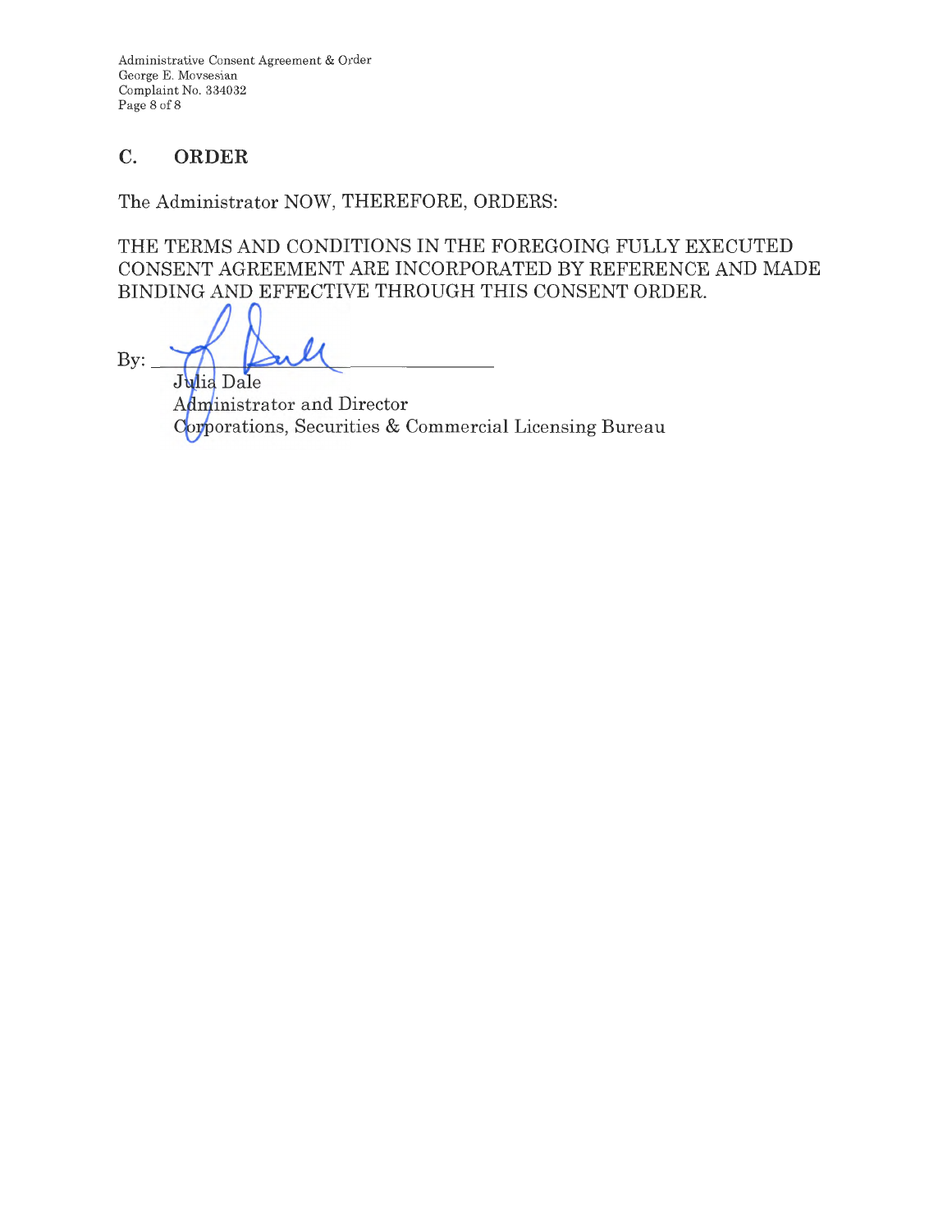## C. ORDER

The Administrator NOW, THEREFORE, ORDERS:

THE TERMS AND CONDITIONS IN THE FOREGOING FULLY EXECUTED CONSENT AGREEMENT ARE INCORPORATED BY REFERENCE AND MADE BINDING AND EFFECTIVE THROUGH THIS CONSENT ORDER.

By: ______________________________

Julia Dale
Administrator and Director
Corporations, Securities & Commercial Licensing Bureau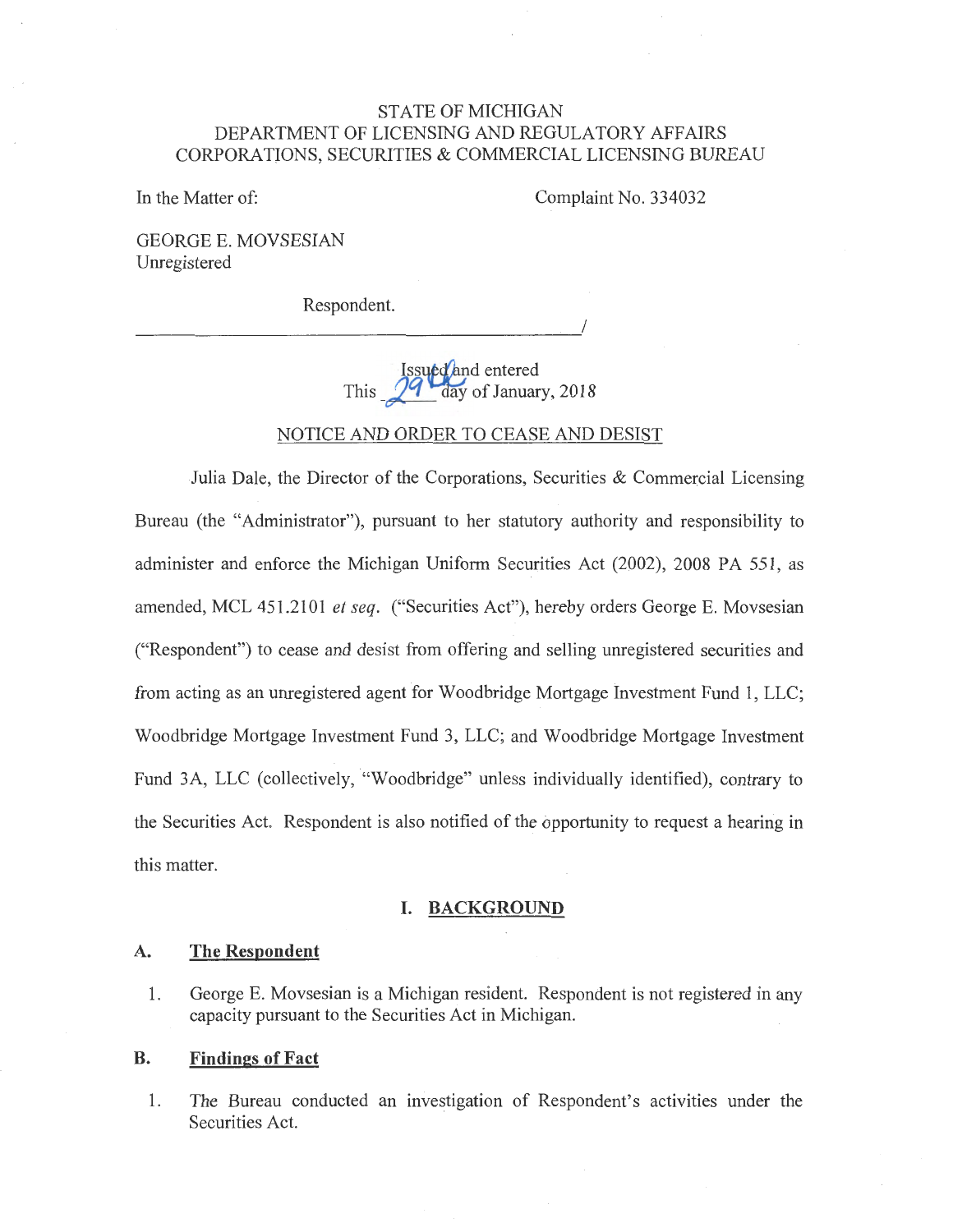STATE OF MICHIGAN
DEPARTMENT OF LICENSING AND REGULATORY AFFAIRS
CORPORATIONS, SECURITIES & COMMERCIAL LICENSING BUREAU

In the Matter of:

Complaint No. 334032

GEORGE E. MOVSESIAN
Unregistered

Respondent.

______________________________________________/

Issued and entered
This 29th day of January, 2018

NOTICE AND ORDER TO CEASE AND DESIST

Julia Dale, the Director of the Corporations, Securities & Commercial Licensing Bureau (the "Administrator"), pursuant to her statutory authority and responsibility to administer and enforce the Michigan Uniform Securities Act (2002), 2008 PA 551, as amended, MCL 451.2101 *et seq*. ("Securities Act"), hereby orders George E. Movsesian ("Respondent") to cease and desist from offering and selling unregistered securities and from acting as an unregistered agent for Woodbridge Mortgage Investment Fund 1, LLC; Woodbridge Mortgage Investment Fund 3, LLC; and Woodbridge Mortgage Investment Fund 3A, LLC (collectively, "Woodbridge" unless individually identified), contrary to the Securities Act. Respondent is also notified of the opportunity to request a hearing in this matter.

## I. BACKGROUND

### A. The Respondent

1. George E. Movsesian is a Michigan resident. Respondent is not registered in any capacity pursuant to the Securities Act in Michigan.

### B. Findings of Fact

1. The Bureau conducted an investigation of Respondent's activities under the Securities Act.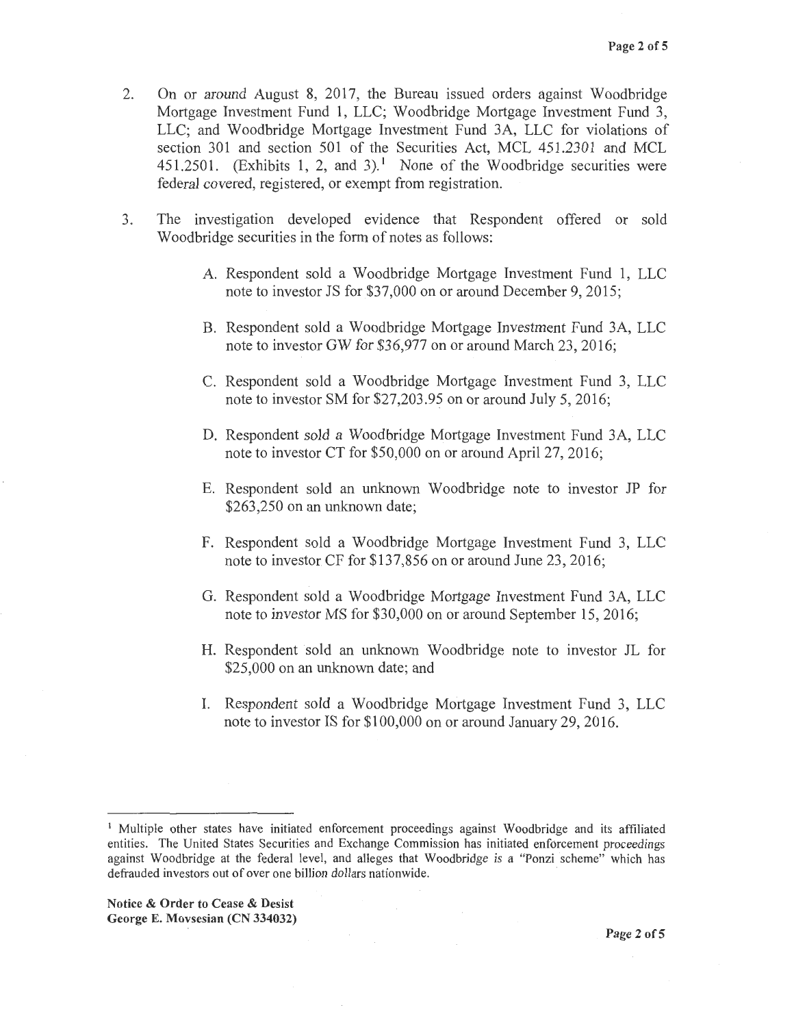2. On or around August 8, 2017, the Bureau issued orders against Woodbridge Mortgage Investment Fund 1, LLC; Woodbridge Mortgage Investment Fund 3, LLC; and Woodbridge Mortgage Investment Fund 3A, LLC for violations of section 301 and section 501 of the Securities Act, MCL 451.2301 and MCL 451.2501. (Exhibits 1, 2, and 3).[1] None of the Woodbridge securities were federal covered, registered, or exempt from registration.

3. The investigation developed evidence that Respondent offered or sold Woodbridge securities in the form of notes as follows:

   A. Respondent sold a Woodbridge Mortgage Investment Fund 1, LLC note to investor JS for $37,000 on or around December 9, 2015;

   B. Respondent sold a Woodbridge Mortgage Investment Fund 3A, LLC note to investor GW for $36,977 on or around March 23, 2016;

   C. Respondent sold a Woodbridge Mortgage Investment Fund 3, LLC note to investor SM for $27,203.95 on or around July 5, 2016;

   D. Respondent sold a Woodbridge Mortgage Investment Fund 3A, LLC note to investor CT for $50,000 on or around April 27, 2016;

   E. Respondent sold an unknown Woodbridge note to investor JP for $263,250 on an unknown date;

   F. Respondent sold a Woodbridge Mortgage Investment Fund 3, LLC note to investor CF for $137,856 on or around June 23, 2016;

   G. Respondent sold a Woodbridge Mortgage Investment Fund 3A, LLC note to investor MS for $30,000 on or around September 15, 2016;

   H. Respondent sold an unknown Woodbridge note to investor JL for $25,000 on an unknown date; and

   I. Respondent sold a Woodbridge Mortgage Investment Fund 3, LLC note to investor IS for $100,000 on or around January 29, 2016.

[1] Multiple other states have initiated enforcement proceedings against Woodbridge and its affiliated entities. The United States Securities and Exchange Commission has initiated enforcement proceedings against Woodbridge at the federal level, and alleges that Woodbridge is a "Ponzi scheme" which has defrauded investors out of over one billion dollars nationwide.

**Notice & Order to Cease & Desist**
**George E. Movsesian (CN 334032)**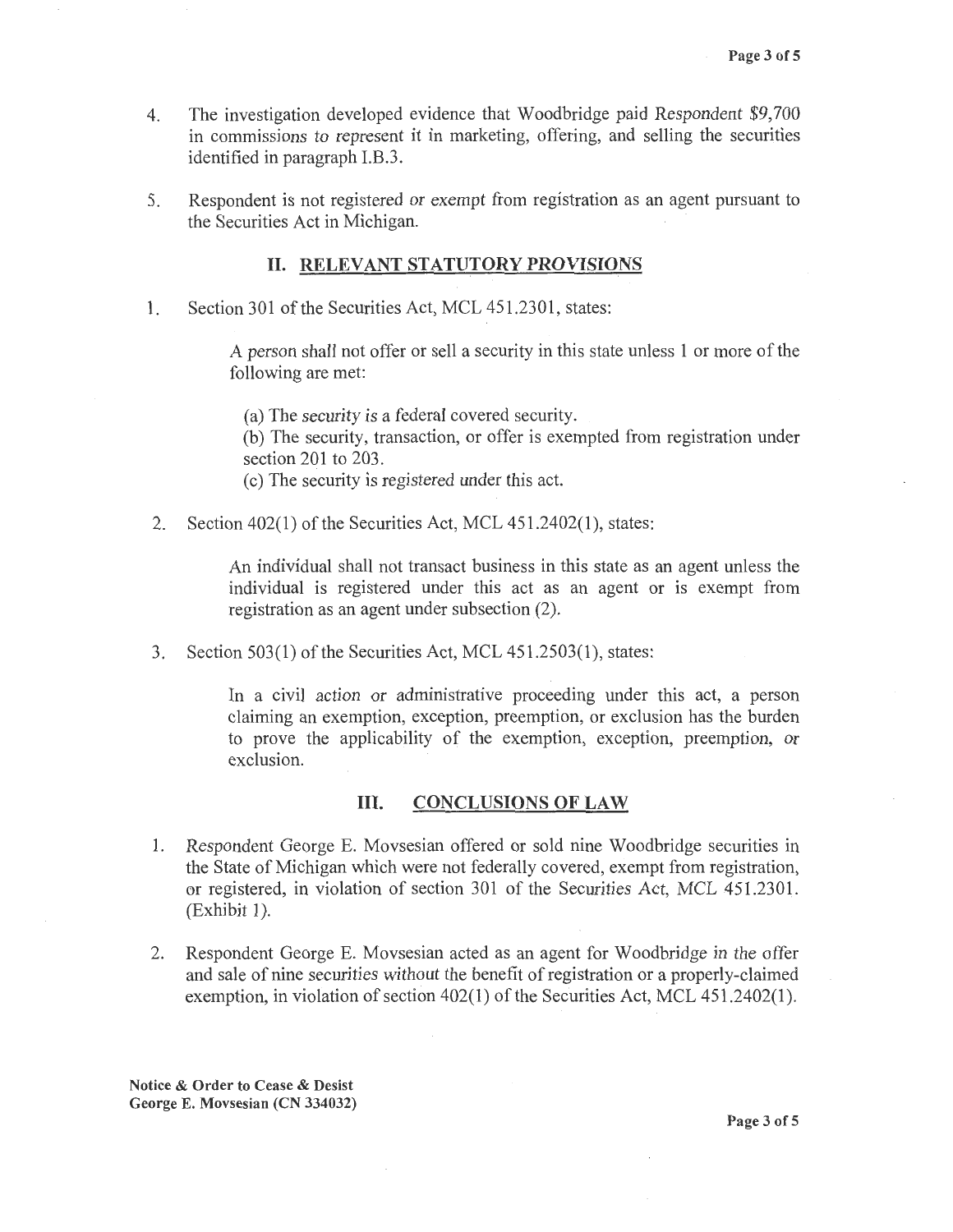4. The investigation developed evidence that Woodbridge paid Respondent $9,700 in commissions to represent it in marketing, offering, and selling the securities identified in paragraph I.B.3.

5. Respondent is not registered or exempt from registration as an agent pursuant to the Securities Act in Michigan.

## II. RELEVANT STATUTORY PROVISIONS

1. Section 301 of the Securities Act, MCL 451.2301, states:

   > A person shall not offer or sell a security in this state unless 1 or more of the following are met:
   >
   > (a) The security is a federal covered security.
   > (b) The security, transaction, or offer is exempted from registration under section 201 to 203.
   > (c) The security is registered under this act.

2. Section 402(1) of the Securities Act, MCL 451.2402(1), states:

   > An individual shall not transact business in this state as an agent unless the individual is registered under this act as an agent or is exempt from registration as an agent under subsection (2).

3. Section 503(1) of the Securities Act, MCL 451.2503(1), states:

   > In a civil action or administrative proceeding under this act, a person claiming an exemption, exception, preemption, or exclusion has the burden to prove the applicability of the exemption, exception, preemption, or exclusion.

## III. CONCLUSIONS OF LAW

1. Respondent George E. Movsesian offered or sold nine Woodbridge securities in the State of Michigan which were not federally covered, exempt from registration, or registered, in violation of section 301 of the Securities Act, MCL 451.2301. (Exhibit 1).

2. Respondent George E. Movsesian acted as an agent for Woodbridge in the offer and sale of nine securities without the benefit of registration or a properly-claimed exemption, in violation of section 402(1) of the Securities Act, MCL 451.2402(1).

**Notice & Order to Cease & Desist**
**George E. Movsesian (CN 334032)**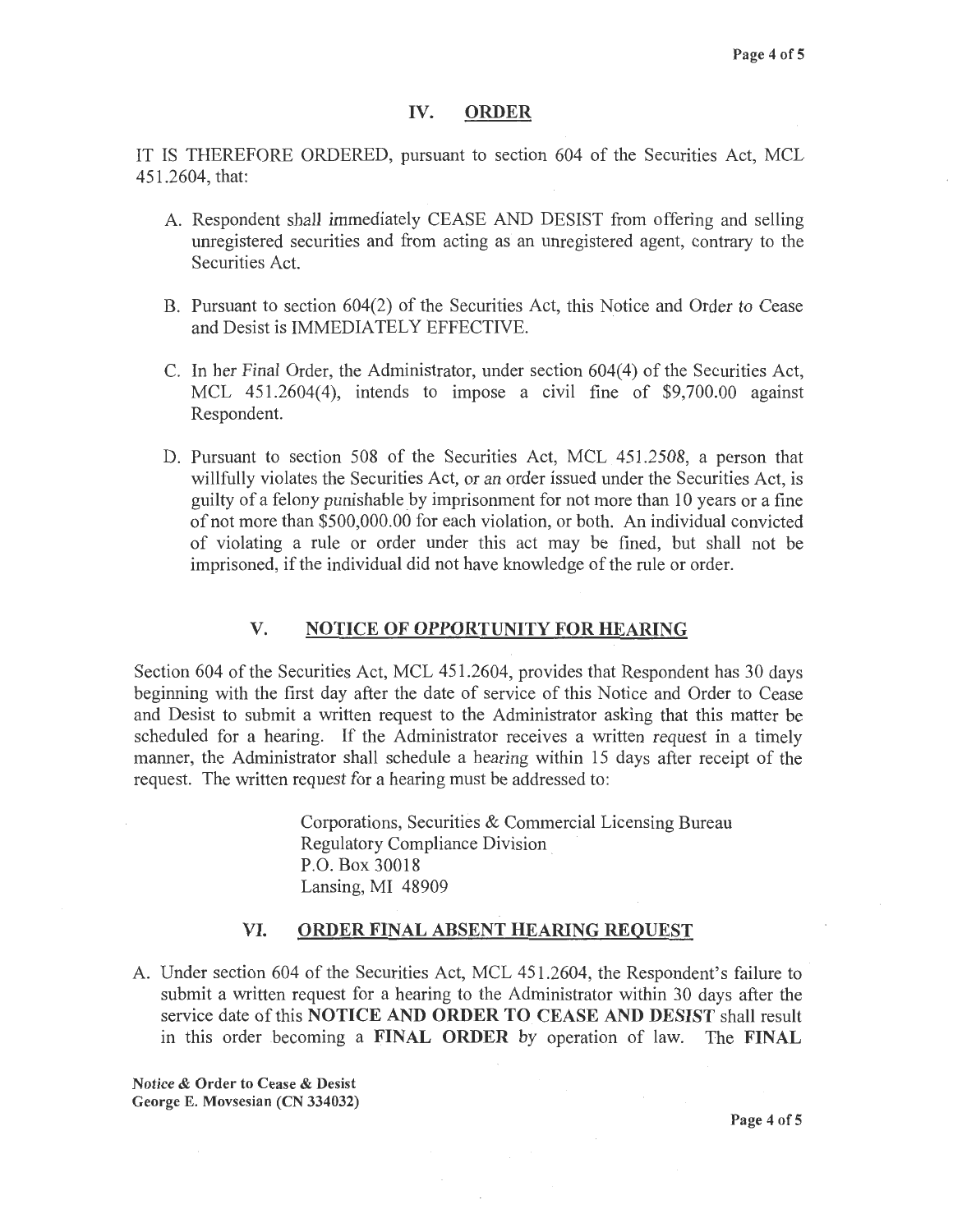## IV. ORDER

IT IS THEREFORE ORDERED, pursuant to section 604 of the Securities Act, MCL 451.2604, that:

A. Respondent shall immediately CEASE AND DESIST from offering and selling unregistered securities and from acting as an unregistered agent, contrary to the Securities Act.

B. Pursuant to section 604(2) of the Securities Act, this Notice and Order to Cease and Desist is IMMEDIATELY EFFECTIVE.

C. In her Final Order, the Administrator, under section 604(4) of the Securities Act, MCL 451.2604(4), intends to impose a civil fine of $9,700.00 against Respondent.

D. Pursuant to section 508 of the Securities Act, MCL 451.2508, a person that willfully violates the Securities Act, or an order issued under the Securities Act, is guilty of a felony punishable by imprisonment for not more than 10 years or a fine of not more than $500,000.00 for each violation, or both. An individual convicted of violating a rule or order under this act may be fined, but shall not be imprisoned, if the individual did not have knowledge of the rule or order.

## V. NOTICE OF OPPORTUNITY FOR HEARING

Section 604 of the Securities Act, MCL 451.2604, provides that Respondent has 30 days beginning with the first day after the date of service of this Notice and Order to Cease and Desist to submit a written request to the Administrator asking that this matter be scheduled for a hearing. If the Administrator receives a written request in a timely manner, the Administrator shall schedule a hearing within 15 days after receipt of the request. The written request for a hearing must be addressed to:

Corporations, Securities & Commercial Licensing Bureau
Regulatory Compliance Division
P.O. Box 30018
Lansing, MI 48909

## VI. ORDER FINAL ABSENT HEARING REQUEST

A. Under section 604 of the Securities Act, MCL 451.2604, the Respondent's failure to submit a written request for a hearing to the Administrator within 30 days after the service date of this **NOTICE AND ORDER TO CEASE AND DESIST** shall result in this order becoming a **FINAL ORDER** by operation of law. The **FINAL**

**Notice & Order to Cease & Desist**
**George E. Movsesian (CN 334032)**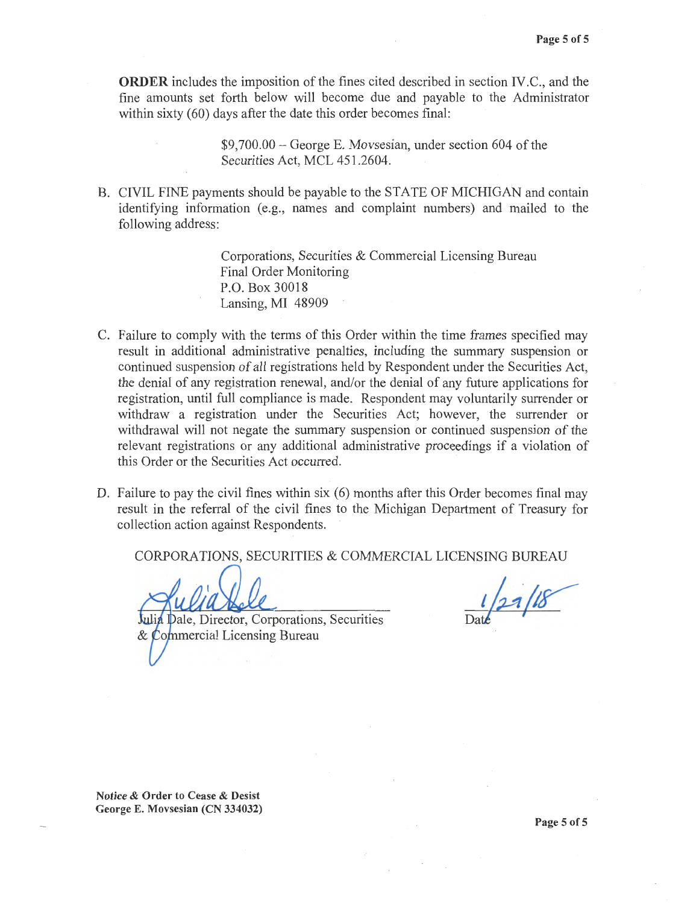**ORDER** includes the imposition of the fines cited described in section IV.C., and the fine amounts set forth below will become due and payable to the Administrator within sixty (60) days after the date this order becomes final:

> $9,700.00 – George E. Movsesian, under section 604 of the Securities Act, MCL 451.2604.

B. CIVIL FINE payments should be payable to the STATE OF MICHIGAN and contain identifying information (e.g., names and complaint numbers) and mailed to the following address:

> Corporations, Securities & Commercial Licensing Bureau
> Final Order Monitoring
> P.O. Box 30018
> Lansing, MI 48909

C. Failure to comply with the terms of this Order within the time frames specified may result in additional administrative penalties, including the summary suspension or continued suspension of all registrations held by Respondent under the Securities Act, the denial of any registration renewal, and/or the denial of any future applications for registration, until full compliance is made. Respondent may voluntarily surrender or withdraw a registration under the Securities Act; however, the surrender or withdrawal will not negate the summary suspension or continued suspension of the relevant registrations or any additional administrative proceedings if a violation of this Order or the Securities Act occurred.

D. Failure to pay the civil fines within six (6) months after this Order becomes final may result in the referral of the civil fines to the Michigan Department of Treasury for collection action against Respondents.

CORPORATIONS, SECURITIES & COMMERCIAL LICENSING BUREAU

Julia Dale, Director, Corporations, Securities & Commercial Licensing Bureau

1/29/18
Date

**Notice & Order to Cease & Desist**
**George E. Movsesian (CN 334032)**